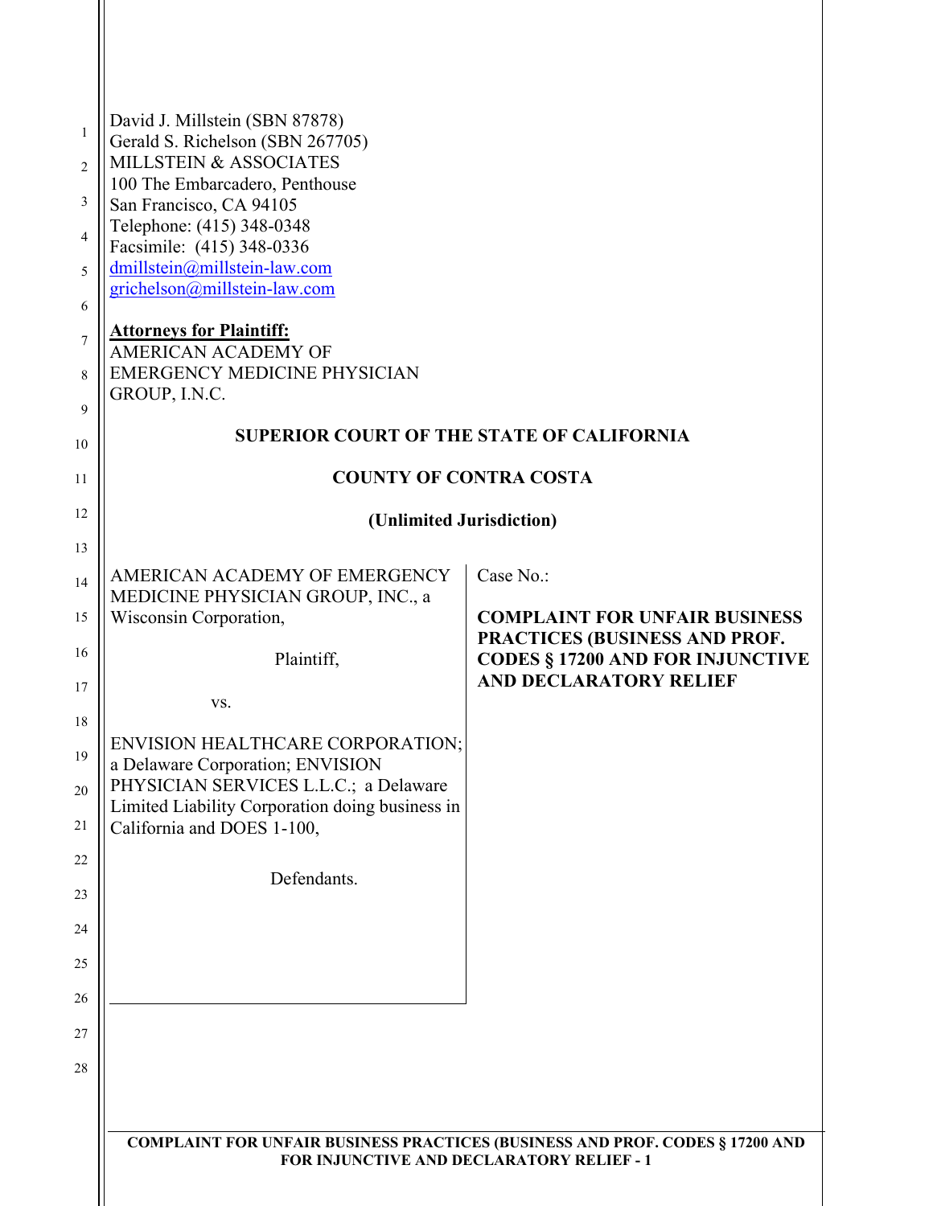David J. Millstein (SBN 87878)
Gerald S. Richelson (SBN 267705)
MILLSTEIN & ASSOCIATES
100 The Embarcadero, Penthouse
San Francisco, CA 94105
Telephone: (415) 348-0348
Facsimile: (415) 348-0336
dmillstein@millstein-law.com
grichelson@millstein-law.com

**Attorneys for Plaintiff:**
AMERICAN ACADEMY OF
EMERGENCY MEDICINE PHYSICIAN
GROUP, I.N.C.

**SUPERIOR COURT OF THE STATE OF CALIFORNIA**

**COUNTY OF CONTRA COSTA**

**(Unlimited Jurisdiction)**

| | |
|---|---|
| AMERICAN ACADEMY OF EMERGENCY MEDICINE PHYSICIAN GROUP, INC., a Wisconsin Corporation,<br><br>Plaintiff,<br><br>vs.<br><br>ENVISION HEALTHCARE CORPORATION; a Delaware Corporation; ENVISION PHYSICIAN SERVICES L.L.C.; a Delaware Limited Liability Corporation doing business in California and DOES 1-100,<br><br>Defendants. | Case No.:<br><br>**COMPLAINT FOR UNFAIR BUSINESS PRACTICES (BUSINESS AND PROF. CODES § 17200 AND FOR INJUNCTIVE AND DECLARATORY RELIEF** |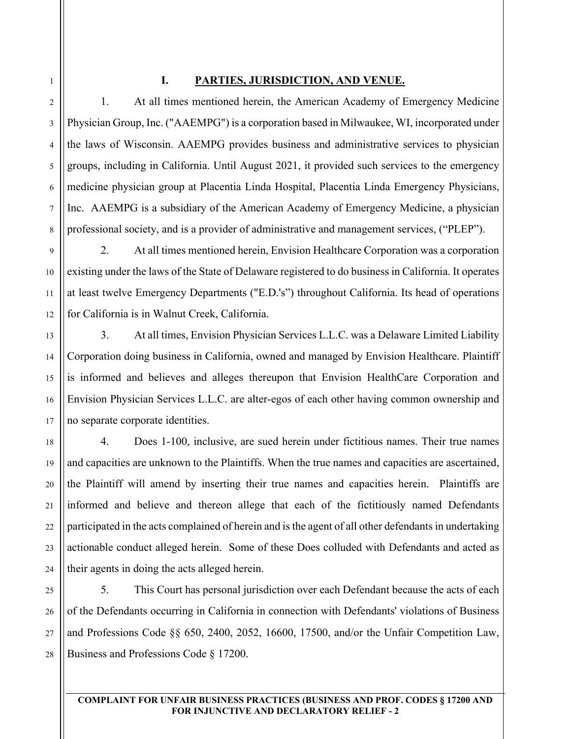## I. PARTIES, JURISDICTION, AND VENUE.

1. At all times mentioned herein, the American Academy of Emergency Medicine Physician Group, Inc. ("AAEMPG") is a corporation based in Milwaukee, WI, incorporated under the laws of Wisconsin. AAEMPG provides business and administrative services to physician groups, including in California. Until August 2021, it provided such services to the emergency medicine physician group at Placentia Linda Hospital, Placentia Linda Emergency Physicians, Inc. AAEMPG is a subsidiary of the American Academy of Emergency Medicine, a physician professional society, and is a provider of administrative and management services, ("PLEP").

2. At all times mentioned herein, Envision Healthcare Corporation was a corporation existing under the laws of the State of Delaware registered to do business in California. It operates at least twelve Emergency Departments ("E.D.'s") throughout California. Its head of operations for California is in Walnut Creek, California.

3. At all times, Envision Physician Services L.L.C. was a Delaware Limited Liability Corporation doing business in California, owned and managed by Envision Healthcare. Plaintiff is informed and believes and alleges thereupon that Envision HealthCare Corporation and Envision Physician Services L.L.C. are alter-egos of each other having common ownership and no separate corporate identities.

4. Does 1-100, inclusive, are sued herein under fictitious names. Their true names and capacities are unknown to the Plaintiffs. When the true names and capacities are ascertained, the Plaintiff will amend by inserting their true names and capacities herein. Plaintiffs are informed and believe and thereon allege that each of the fictitiously named Defendants participated in the acts complained of herein and is the agent of all other defendants in undertaking actionable conduct alleged herein. Some of these Does colluded with Defendants and acted as their agents in doing the acts alleged herein.

5. This Court has personal jurisdiction over each Defendant because the acts of each of the Defendants occurring in California in connection with Defendants' violations of Business and Professions Code §§ 650, 2400, 2052, 16600, 17500, and/or the Unfair Competition Law, Business and Professions Code § 17200.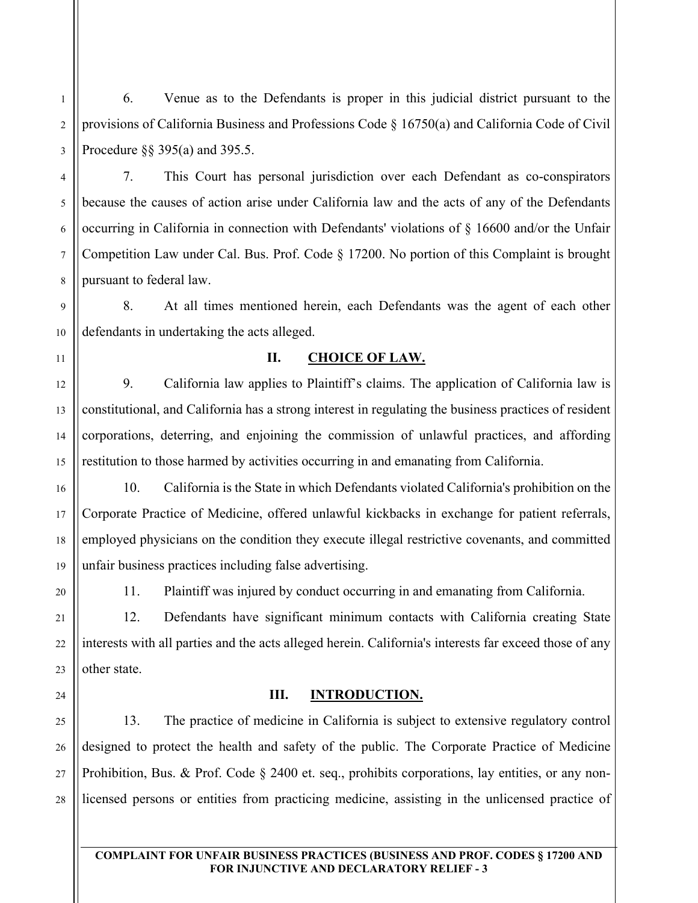6. Venue as to the Defendants is proper in this judicial district pursuant to the provisions of California Business and Professions Code § 16750(a) and California Code of Civil Procedure §§ 395(a) and 395.5.

7. This Court has personal jurisdiction over each Defendant as co-conspirators because the causes of action arise under California law and the acts of any of the Defendants occurring in California in connection with Defendants' violations of § 16600 and/or the Unfair Competition Law under Cal. Bus. Prof. Code § 17200. No portion of this Complaint is brought pursuant to federal law.

8. At all times mentioned herein, each Defendants was the agent of each other defendants in undertaking the acts alleged.

## II. CHOICE OF LAW.

9. California law applies to Plaintiff's claims. The application of California law is constitutional, and California has a strong interest in regulating the business practices of resident corporations, deterring, and enjoining the commission of unlawful practices, and affording restitution to those harmed by activities occurring in and emanating from California.

10. California is the State in which Defendants violated California's prohibition on the Corporate Practice of Medicine, offered unlawful kickbacks in exchange for patient referrals, employed physicians on the condition they execute illegal restrictive covenants, and committed unfair business practices including false advertising.

11. Plaintiff was injured by conduct occurring in and emanating from California.

12. Defendants have significant minimum contacts with California creating State interests with all parties and the acts alleged herein. California's interests far exceed those of any other state.

## III. INTRODUCTION.

13. The practice of medicine in California is subject to extensive regulatory control designed to protect the health and safety of the public. The Corporate Practice of Medicine Prohibition, Bus. & Prof. Code § 2400 et. seq., prohibits corporations, lay entities, or any non-licensed persons or entities from practicing medicine, assisting in the unlicensed practice of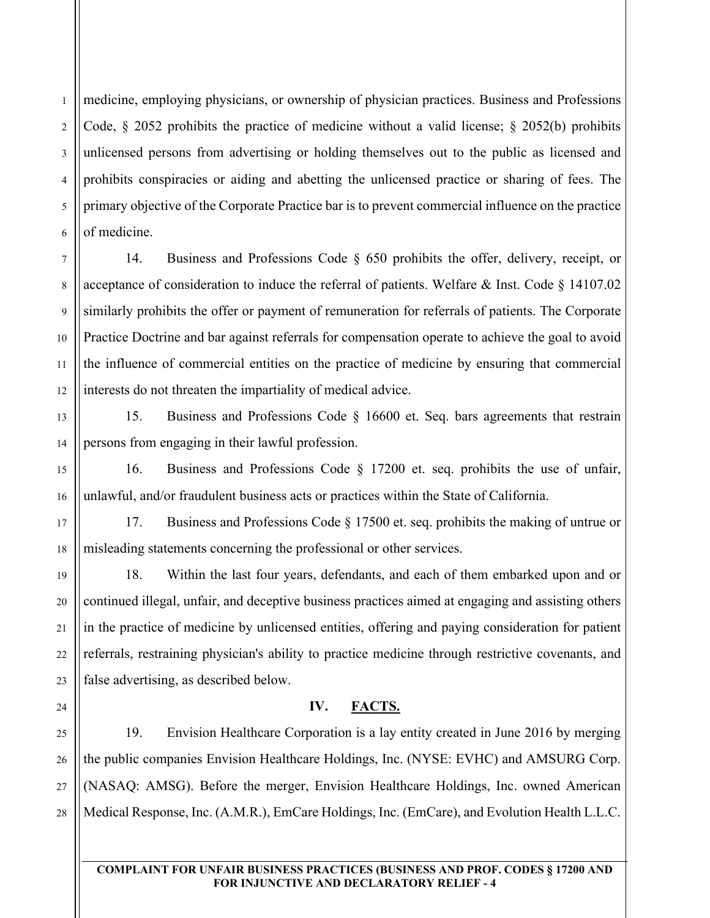medicine, employing physicians, or ownership of physician practices. Business and Professions Code, § 2052 prohibits the practice of medicine without a valid license; § 2052(b) prohibits unlicensed persons from advertising or holding themselves out to the public as licensed and prohibits conspiracies or aiding and abetting the unlicensed practice or sharing of fees. The primary objective of the Corporate Practice bar is to prevent commercial influence on the practice of medicine.

14. Business and Professions Code § 650 prohibits the offer, delivery, receipt, or acceptance of consideration to induce the referral of patients. Welfare & Inst. Code § 14107.02 similarly prohibits the offer or payment of remuneration for referrals of patients. The Corporate Practice Doctrine and bar against referrals for compensation operate to achieve the goal to avoid the influence of commercial entities on the practice of medicine by ensuring that commercial interests do not threaten the impartiality of medical advice.

15. Business and Professions Code § 16600 et. Seq. bars agreements that restrain persons from engaging in their lawful profession.

16. Business and Professions Code § 17200 et. seq. prohibits the use of unfair, unlawful, and/or fraudulent business acts or practices within the State of California.

17. Business and Professions Code § 17500 et. seq. prohibits the making of untrue or misleading statements concerning the professional or other services.

18. Within the last four years, defendants, and each of them embarked upon and or continued illegal, unfair, and deceptive business practices aimed at engaging and assisting others in the practice of medicine by unlicensed entities, offering and paying consideration for patient referrals, restraining physician's ability to practice medicine through restrictive covenants, and false advertising, as described below.

## IV. FACTS.

19. Envision Healthcare Corporation is a lay entity created in June 2016 by merging the public companies Envision Healthcare Holdings, Inc. (NYSE: EVHC) and AMSURG Corp. (NASAQ: AMSG). Before the merger, Envision Healthcare Holdings, Inc. owned American Medical Response, Inc. (A.M.R.), EmCare Holdings, Inc. (EmCare), and Evolution Health L.L.C.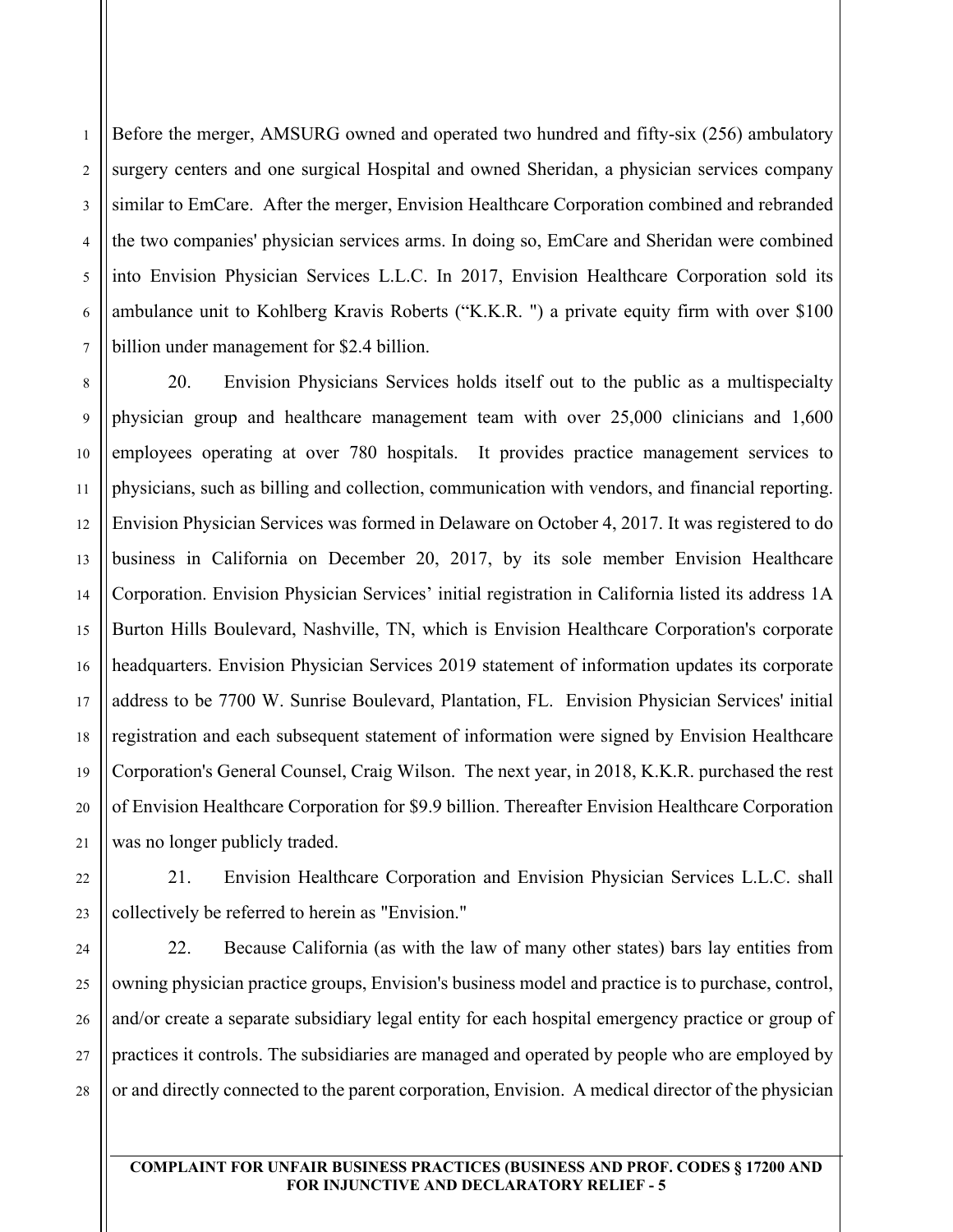Before the merger, AMSURG owned and operated two hundred and fifty-six (256) ambulatory surgery centers and one surgical Hospital and owned Sheridan, a physician services company similar to EmCare. After the merger, Envision Healthcare Corporation combined and rebranded the two companies' physician services arms. In doing so, EmCare and Sheridan were combined into Envision Physician Services L.L.C. In 2017, Envision Healthcare Corporation sold its ambulance unit to Kohlberg Kravis Roberts ("K.K.R. ") a private equity firm with over $100 billion under management for $2.4 billion.

20. Envision Physicians Services holds itself out to the public as a multispecialty physician group and healthcare management team with over 25,000 clinicians and 1,600 employees operating at over 780 hospitals. It provides practice management services to physicians, such as billing and collection, communication with vendors, and financial reporting. Envision Physician Services was formed in Delaware on October 4, 2017. It was registered to do business in California on December 20, 2017, by its sole member Envision Healthcare Corporation. Envision Physician Services' initial registration in California listed its address 1A Burton Hills Boulevard, Nashville, TN, which is Envision Healthcare Corporation's corporate headquarters. Envision Physician Services 2019 statement of information updates its corporate address to be 7700 W. Sunrise Boulevard, Plantation, FL. Envision Physician Services' initial registration and each subsequent statement of information were signed by Envision Healthcare Corporation's General Counsel, Craig Wilson. The next year, in 2018, K.K.R. purchased the rest of Envision Healthcare Corporation for $9.9 billion. Thereafter Envision Healthcare Corporation was no longer publicly traded.

21. Envision Healthcare Corporation and Envision Physician Services L.L.C. shall collectively be referred to herein as "Envision."

22. Because California (as with the law of many other states) bars lay entities from owning physician practice groups, Envision's business model and practice is to purchase, control, and/or create a separate subsidiary legal entity for each hospital emergency practice or group of practices it controls. The subsidiaries are managed and operated by people who are employed by or and directly connected to the parent corporation, Envision. A medical director of the physician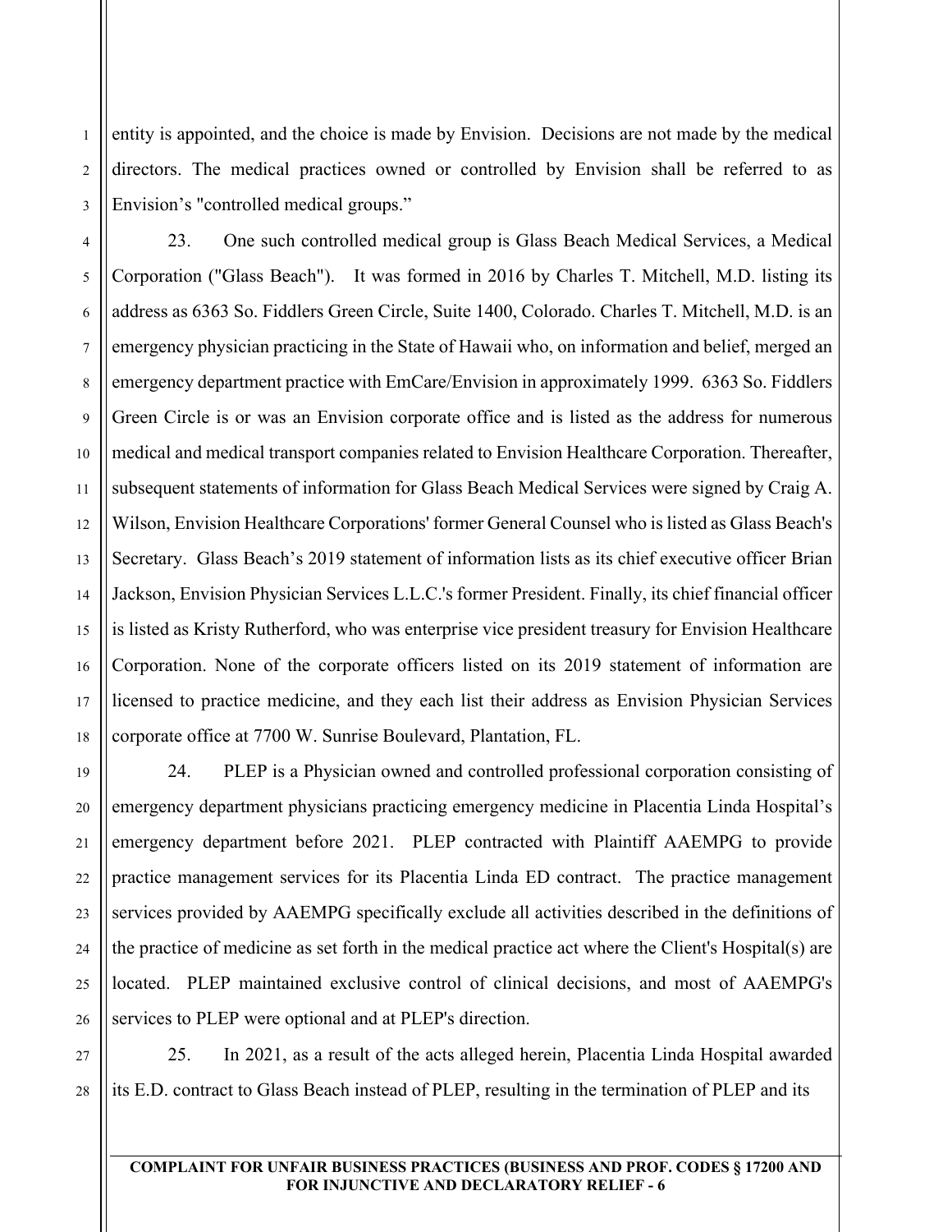entity is appointed, and the choice is made by Envision. Decisions are not made by the medical directors. The medical practices owned or controlled by Envision shall be referred to as Envision's "controlled medical groups."

23. One such controlled medical group is Glass Beach Medical Services, a Medical Corporation ("Glass Beach"). It was formed in 2016 by Charles T. Mitchell, M.D. listing its address as 6363 So. Fiddlers Green Circle, Suite 1400, Colorado. Charles T. Mitchell, M.D. is an emergency physician practicing in the State of Hawaii who, on information and belief, merged an emergency department practice with EmCare/Envision in approximately 1999. 6363 So. Fiddlers Green Circle is or was an Envision corporate office and is listed as the address for numerous medical and medical transport companies related to Envision Healthcare Corporation. Thereafter, subsequent statements of information for Glass Beach Medical Services were signed by Craig A. Wilson, Envision Healthcare Corporations' former General Counsel who is listed as Glass Beach's Secretary. Glass Beach's 2019 statement of information lists as its chief executive officer Brian Jackson, Envision Physician Services L.L.C.'s former President. Finally, its chief financial officer is listed as Kristy Rutherford, who was enterprise vice president treasury for Envision Healthcare Corporation. None of the corporate officers listed on its 2019 statement of information are licensed to practice medicine, and they each list their address as Envision Physician Services corporate office at 7700 W. Sunrise Boulevard, Plantation, FL.

24. PLEP is a Physician owned and controlled professional corporation consisting of emergency department physicians practicing emergency medicine in Placentia Linda Hospital's emergency department before 2021. PLEP contracted with Plaintiff AAEMPG to provide practice management services for its Placentia Linda ED contract. The practice management services provided by AAEMPG specifically exclude all activities described in the definitions of the practice of medicine as set forth in the medical practice act where the Client's Hospital(s) are located. PLEP maintained exclusive control of clinical decisions, and most of AAEMPG's services to PLEP were optional and at PLEP's direction.

25. In 2021, as a result of the acts alleged herein, Placentia Linda Hospital awarded its E.D. contract to Glass Beach instead of PLEP, resulting in the termination of PLEP and its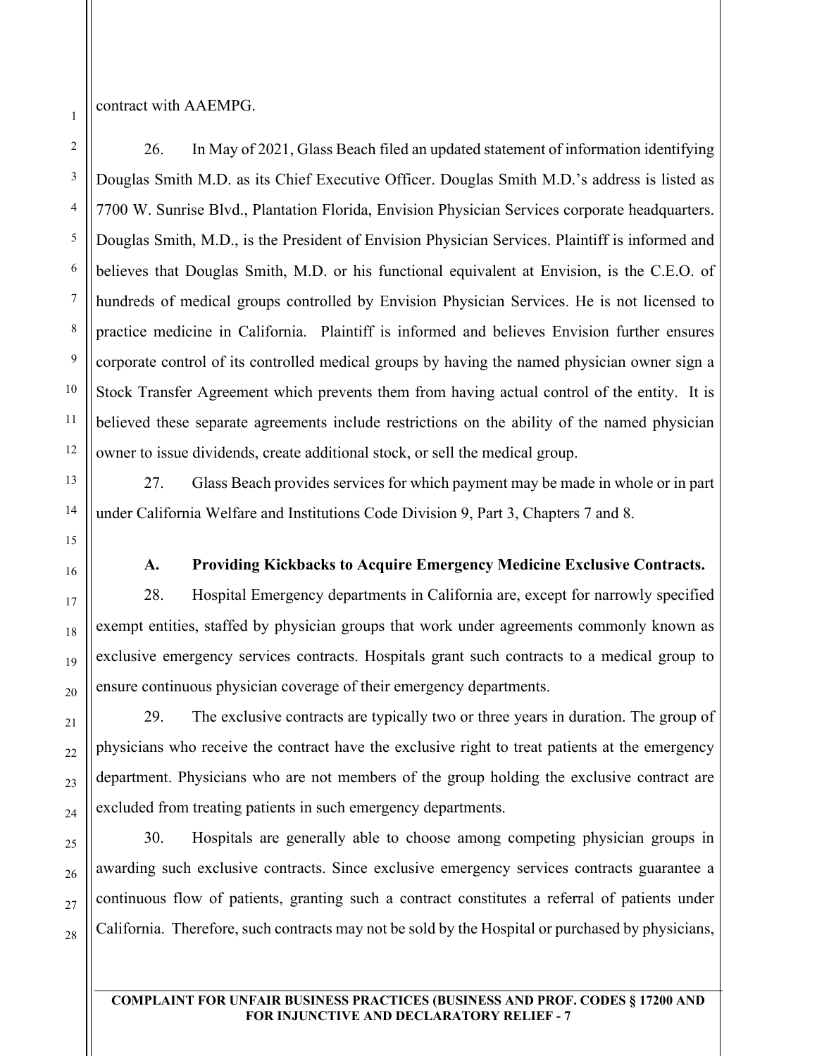contract with AAEMPG.

26. In May of 2021, Glass Beach filed an updated statement of information identifying Douglas Smith M.D. as its Chief Executive Officer. Douglas Smith M.D.'s address is listed as 7700 W. Sunrise Blvd., Plantation Florida, Envision Physician Services corporate headquarters. Douglas Smith, M.D., is the President of Envision Physician Services. Plaintiff is informed and believes that Douglas Smith, M.D. or his functional equivalent at Envision, is the C.E.O. of hundreds of medical groups controlled by Envision Physician Services. He is not licensed to practice medicine in California. Plaintiff is informed and believes Envision further ensures corporate control of its controlled medical groups by having the named physician owner sign a Stock Transfer Agreement which prevents them from having actual control of the entity. It is believed these separate agreements include restrictions on the ability of the named physician owner to issue dividends, create additional stock, or sell the medical group.

27. Glass Beach provides services for which payment may be made in whole or in part under California Welfare and Institutions Code Division 9, Part 3, Chapters 7 and 8.

### A. Providing Kickbacks to Acquire Emergency Medicine Exclusive Contracts.

28. Hospital Emergency departments in California are, except for narrowly specified exempt entities, staffed by physician groups that work under agreements commonly known as exclusive emergency services contracts. Hospitals grant such contracts to a medical group to ensure continuous physician coverage of their emergency departments.

29. The exclusive contracts are typically two or three years in duration. The group of physicians who receive the contract have the exclusive right to treat patients at the emergency department. Physicians who are not members of the group holding the exclusive contract are excluded from treating patients in such emergency departments.

30. Hospitals are generally able to choose among competing physician groups in awarding such exclusive contracts. Since exclusive emergency services contracts guarantee a continuous flow of patients, granting such a contract constitutes a referral of patients under California. Therefore, such contracts may not be sold by the Hospital or purchased by physicians,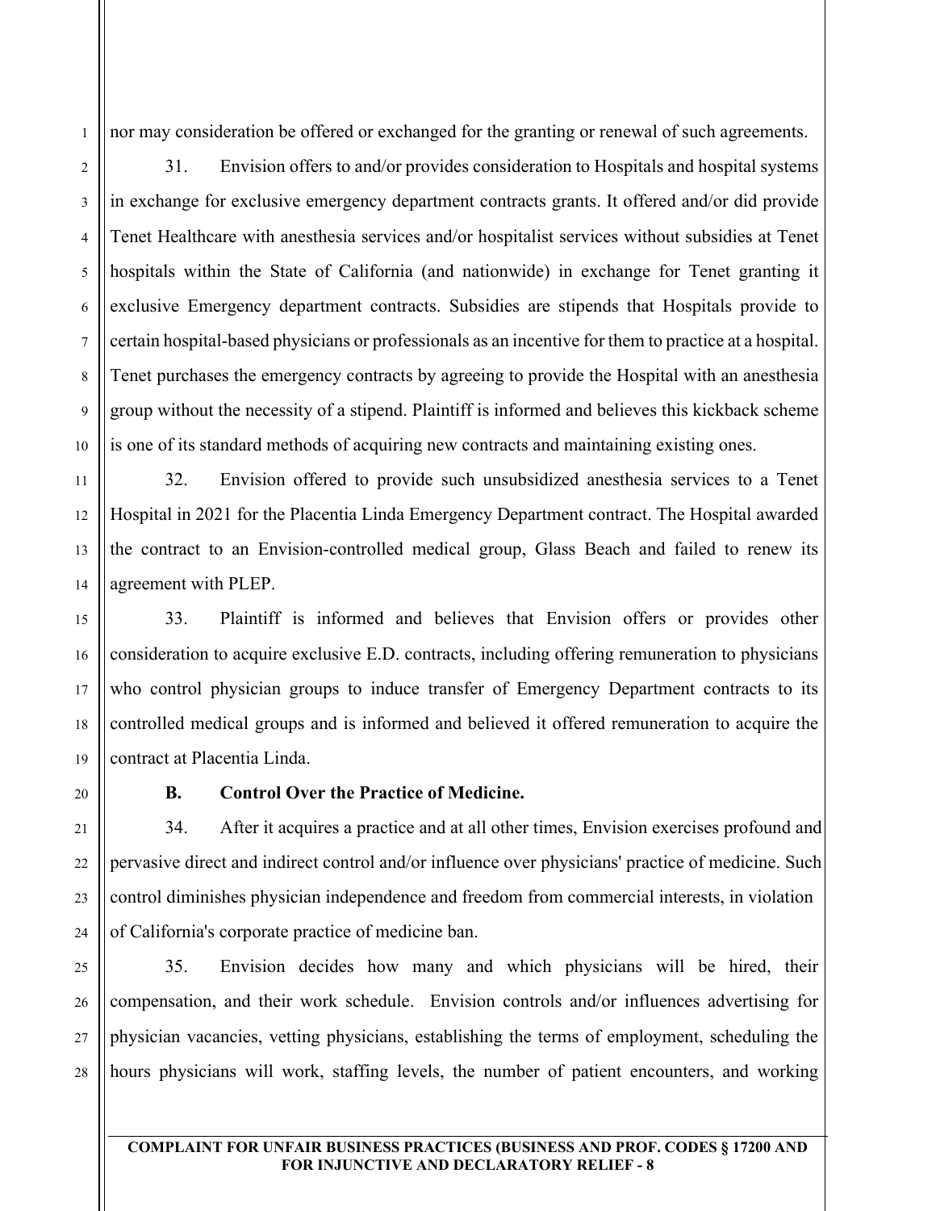nor may consideration be offered or exchanged for the granting or renewal of such agreements.

31. Envision offers to and/or provides consideration to Hospitals and hospital systems in exchange for exclusive emergency department contracts grants. It offered and/or did provide Tenet Healthcare with anesthesia services and/or hospitalist services without subsidies at Tenet hospitals within the State of California (and nationwide) in exchange for Tenet granting it exclusive Emergency department contracts. Subsidies are stipends that Hospitals provide to certain hospital-based physicians or professionals as an incentive for them to practice at a hospital. Tenet purchases the emergency contracts by agreeing to provide the Hospital with an anesthesia group without the necessity of a stipend. Plaintiff is informed and believes this kickback scheme is one of its standard methods of acquiring new contracts and maintaining existing ones.

32. Envision offered to provide such unsubsidized anesthesia services to a Tenet Hospital in 2021 for the Placentia Linda Emergency Department contract. The Hospital awarded the contract to an Envision-controlled medical group, Glass Beach and failed to renew its agreement with PLEP.

33. Plaintiff is informed and believes that Envision offers or provides other consideration to acquire exclusive E.D. contracts, including offering remuneration to physicians who control physician groups to induce transfer of Emergency Department contracts to its controlled medical groups and is informed and believed it offered remuneration to acquire the contract at Placentia Linda.

**B. Control Over the Practice of Medicine.**

34. After it acquires a practice and at all other times, Envision exercises profound and pervasive direct and indirect control and/or influence over physicians' practice of medicine. Such control diminishes physician independence and freedom from commercial interests, in violation of California's corporate practice of medicine ban.

35. Envision decides how many and which physicians will be hired, their compensation, and their work schedule. Envision controls and/or influences advertising for physician vacancies, vetting physicians, establishing the terms of employment, scheduling the hours physicians will work, staffing levels, the number of patient encounters, and working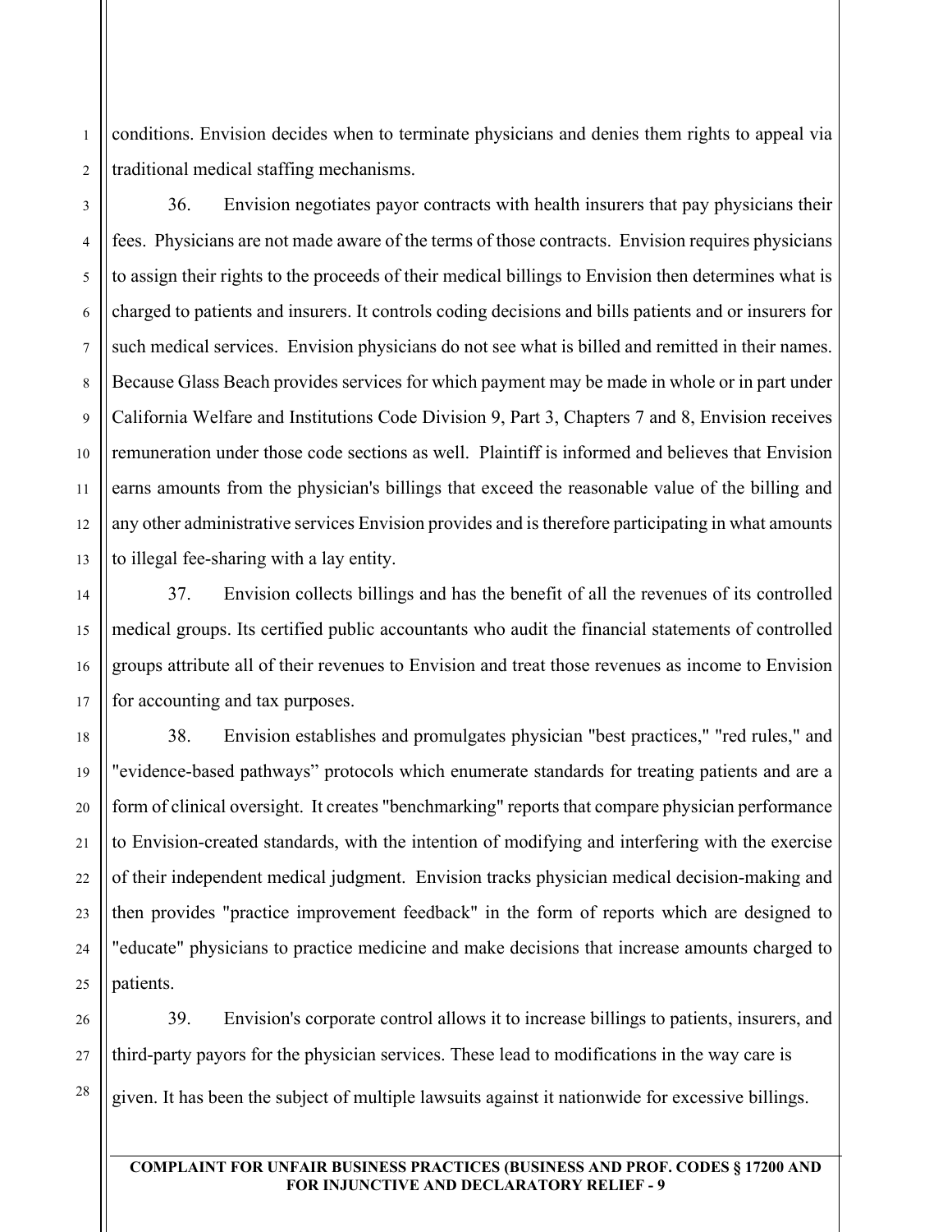conditions. Envision decides when to terminate physicians and denies them rights to appeal via traditional medical staffing mechanisms.

36. Envision negotiates payor contracts with health insurers that pay physicians their fees. Physicians are not made aware of the terms of those contracts. Envision requires physicians to assign their rights to the proceeds of their medical billings to Envision then determines what is charged to patients and insurers. It controls coding decisions and bills patients and or insurers for such medical services. Envision physicians do not see what is billed and remitted in their names. Because Glass Beach provides services for which payment may be made in whole or in part under California Welfare and Institutions Code Division 9, Part 3, Chapters 7 and 8, Envision receives remuneration under those code sections as well. Plaintiff is informed and believes that Envision earns amounts from the physician's billings that exceed the reasonable value of the billing and any other administrative services Envision provides and is therefore participating in what amounts to illegal fee-sharing with a lay entity.

37. Envision collects billings and has the benefit of all the revenues of its controlled medical groups. Its certified public accountants who audit the financial statements of controlled groups attribute all of their revenues to Envision and treat those revenues as income to Envision for accounting and tax purposes.

38. Envision establishes and promulgates physician "best practices," "red rules," and "evidence-based pathways" protocols which enumerate standards for treating patients and are a form of clinical oversight. It creates "benchmarking" reports that compare physician performance to Envision-created standards, with the intention of modifying and interfering with the exercise of their independent medical judgment. Envision tracks physician medical decision-making and then provides "practice improvement feedback" in the form of reports which are designed to "educate" physicians to practice medicine and make decisions that increase amounts charged to patients.

39. Envision's corporate control allows it to increase billings to patients, insurers, and third-party payors for the physician services. These lead to modifications in the way care is given. It has been the subject of multiple lawsuits against it nationwide for excessive billings.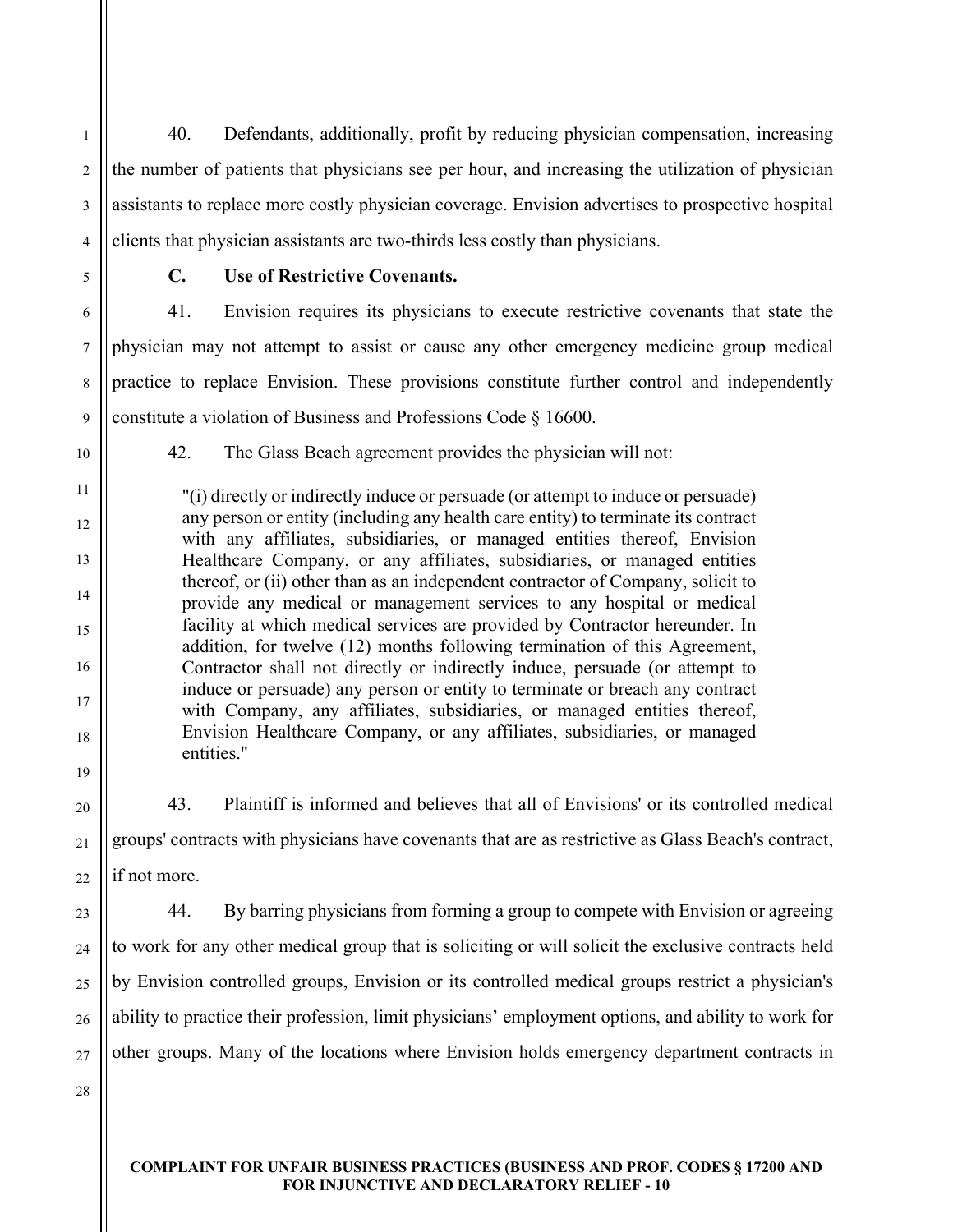40. Defendants, additionally, profit by reducing physician compensation, increasing the number of patients that physicians see per hour, and increasing the utilization of physician assistants to replace more costly physician coverage. Envision advertises to prospective hospital clients that physician assistants are two-thirds less costly than physicians.

**C. Use of Restrictive Covenants.**

41. Envision requires its physicians to execute restrictive covenants that state the physician may not attempt to assist or cause any other emergency medicine group medical practice to replace Envision. These provisions constitute further control and independently constitute a violation of Business and Professions Code § 16600.

42. The Glass Beach agreement provides the physician will not:

> "(i) directly or indirectly induce or persuade (or attempt to induce or persuade) any person or entity (including any health care entity) to terminate its contract with any affiliates, subsidiaries, or managed entities thereof, Envision Healthcare Company, or any affiliates, subsidiaries, or managed entities thereof, or (ii) other than as an independent contractor of Company, solicit to provide any medical or management services to any hospital or medical facility at which medical services are provided by Contractor hereunder. In addition, for twelve (12) months following termination of this Agreement, Contractor shall not directly or indirectly induce, persuade (or attempt to induce or persuade) any person or entity to terminate or breach any contract with Company, any affiliates, subsidiaries, or managed entities thereof, Envision Healthcare Company, or any affiliates, subsidiaries, or managed entities."

43. Plaintiff is informed and believes that all of Envisions' or its controlled medical groups' contracts with physicians have covenants that are as restrictive as Glass Beach's contract, if not more.

44. By barring physicians from forming a group to compete with Envision or agreeing to work for any other medical group that is soliciting or will solicit the exclusive contracts held by Envision controlled groups, Envision or its controlled medical groups restrict a physician's ability to practice their profession, limit physicians' employment options, and ability to work for other groups. Many of the locations where Envision holds emergency department contracts in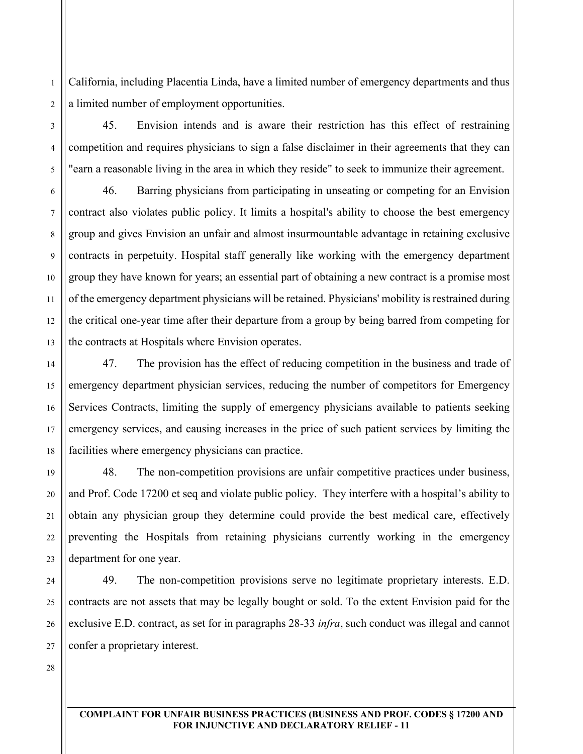California, including Placentia Linda, have a limited number of emergency departments and thus a limited number of employment opportunities.

45. Envision intends and is aware their restriction has this effect of restraining competition and requires physicians to sign a false disclaimer in their agreements that they can "earn a reasonable living in the area in which they reside" to seek to immunize their agreement.

46. Barring physicians from participating in unseating or competing for an Envision contract also violates public policy. It limits a hospital's ability to choose the best emergency group and gives Envision an unfair and almost insurmountable advantage in retaining exclusive contracts in perpetuity. Hospital staff generally like working with the emergency department group they have known for years; an essential part of obtaining a new contract is a promise most of the emergency department physicians will be retained. Physicians' mobility is restrained during the critical one-year time after their departure from a group by being barred from competing for the contracts at Hospitals where Envision operates.

47. The provision has the effect of reducing competition in the business and trade of emergency department physician services, reducing the number of competitors for Emergency Services Contracts, limiting the supply of emergency physicians available to patients seeking emergency services, and causing increases in the price of such patient services by limiting the facilities where emergency physicians can practice.

48. The non-competition provisions are unfair competitive practices under business, and Prof. Code 17200 et seq and violate public policy. They interfere with a hospital's ability to obtain any physician group they determine could provide the best medical care, effectively preventing the Hospitals from retaining physicians currently working in the emergency department for one year.

49. The non-competition provisions serve no legitimate proprietary interests. E.D. contracts are not assets that may be legally bought or sold. To the extent Envision paid for the exclusive E.D. contract, as set for in paragraphs 28-33 *infra*, such conduct was illegal and cannot confer a proprietary interest.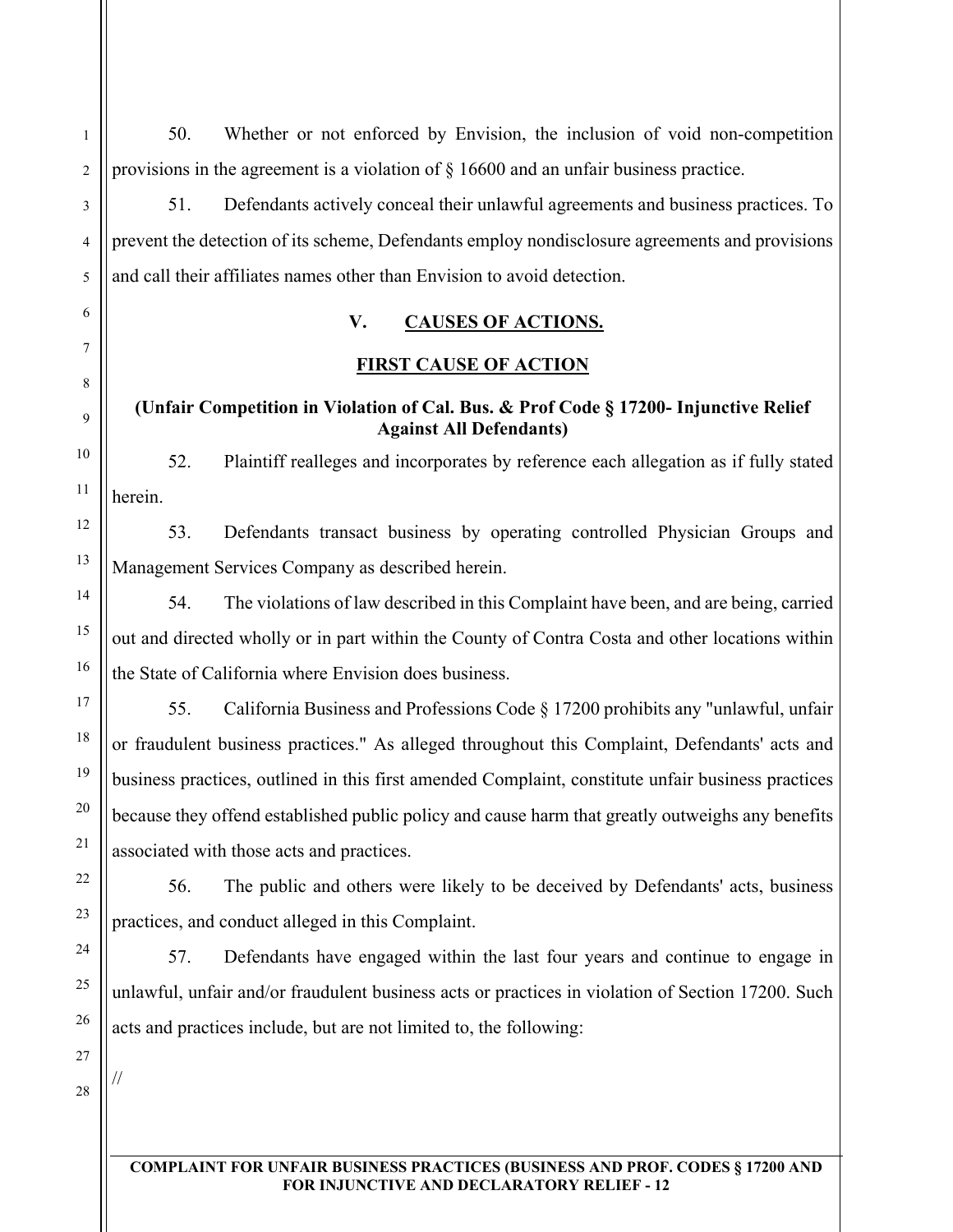50. Whether or not enforced by Envision, the inclusion of void non-competition provisions in the agreement is a violation of § 16600 and an unfair business practice.

51. Defendants actively conceal their unlawful agreements and business practices. To prevent the detection of its scheme, Defendants employ nondisclosure agreements and provisions and call their affiliates names other than Envision to avoid detection.

## V. CAUSES OF ACTIONS.

### FIRST CAUSE OF ACTION

**(Unfair Competition in Violation of Cal. Bus. & Prof Code § 17200- Injunctive Relief Against All Defendants)**

52. Plaintiff realleges and incorporates by reference each allegation as if fully stated herein.

53. Defendants transact business by operating controlled Physician Groups and Management Services Company as described herein.

54. The violations of law described in this Complaint have been, and are being, carried out and directed wholly or in part within the County of Contra Costa and other locations within the State of California where Envision does business.

55. California Business and Professions Code § 17200 prohibits any "unlawful, unfair or fraudulent business practices." As alleged throughout this Complaint, Defendants' acts and business practices, outlined in this first amended Complaint, constitute unfair business practices because they offend established public policy and cause harm that greatly outweighs any benefits associated with those acts and practices.

56. The public and others were likely to be deceived by Defendants' acts, business practices, and conduct alleged in this Complaint.

57. Defendants have engaged within the last four years and continue to engage in unlawful, unfair and/or fraudulent business acts or practices in violation of Section 17200. Such acts and practices include, but are not limited to, the following:

//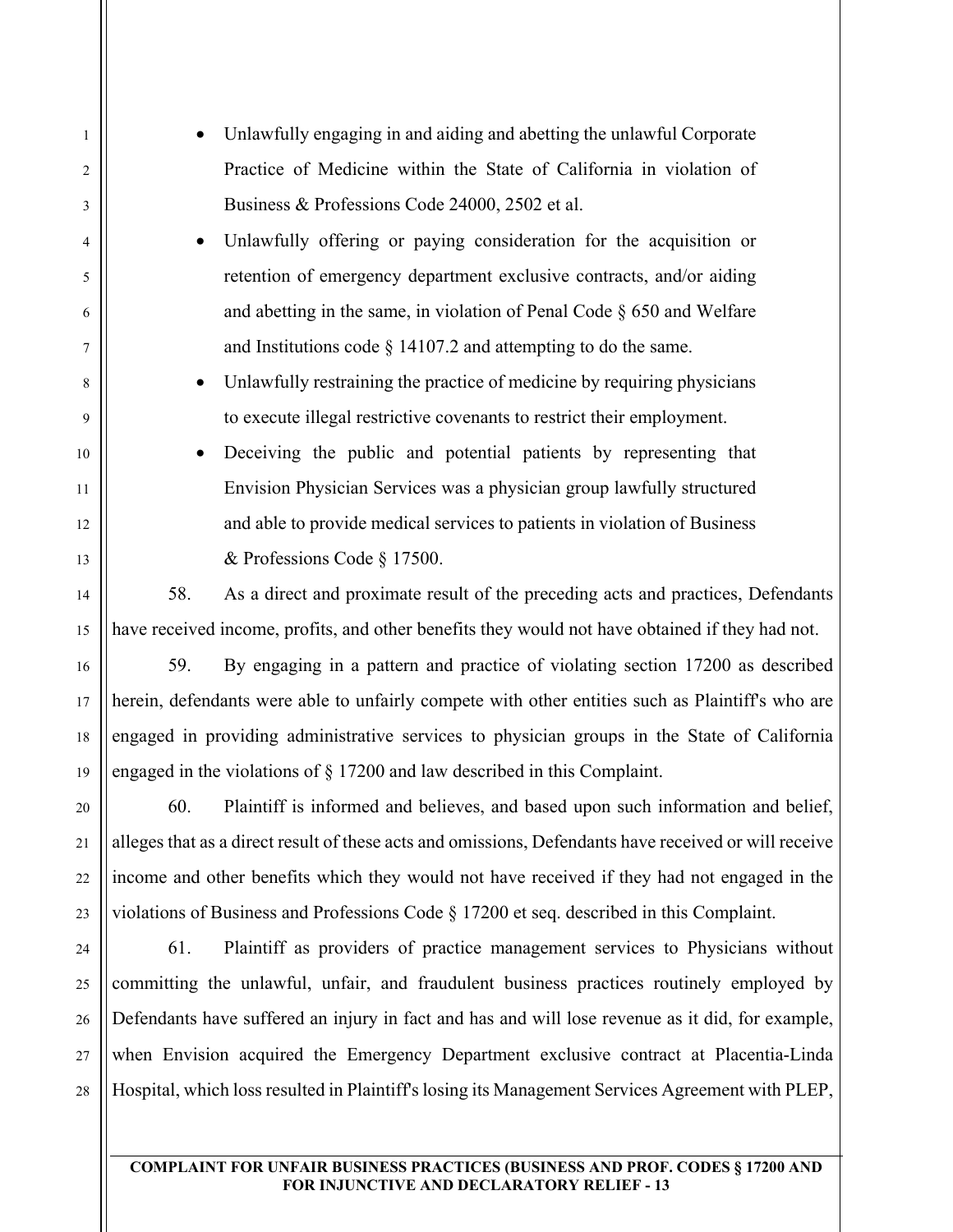- Unlawfully engaging in and aiding and abetting the unlawful Corporate Practice of Medicine within the State of California in violation of Business & Professions Code 24000, 2502 et al.
- Unlawfully offering or paying consideration for the acquisition or retention of emergency department exclusive contracts, and/or aiding and abetting in the same, in violation of Penal Code § 650 and Welfare and Institutions code § 14107.2 and attempting to do the same.
- Unlawfully restraining the practice of medicine by requiring physicians to execute illegal restrictive covenants to restrict their employment.
- Deceiving the public and potential patients by representing that Envision Physician Services was a physician group lawfully structured and able to provide medical services to patients in violation of Business & Professions Code § 17500.

58. As a direct and proximate result of the preceding acts and practices, Defendants have received income, profits, and other benefits they would not have obtained if they had not.

59. By engaging in a pattern and practice of violating section 17200 as described herein, defendants were able to unfairly compete with other entities such as Plaintiff's who are engaged in providing administrative services to physician groups in the State of California engaged in the violations of § 17200 and law described in this Complaint.

60. Plaintiff is informed and believes, and based upon such information and belief, alleges that as a direct result of these acts and omissions, Defendants have received or will receive income and other benefits which they would not have received if they had not engaged in the violations of Business and Professions Code § 17200 et seq. described in this Complaint.

61. Plaintiff as providers of practice management services to Physicians without committing the unlawful, unfair, and fraudulent business practices routinely employed by Defendants have suffered an injury in fact and has and will lose revenue as it did, for example, when Envision acquired the Emergency Department exclusive contract at Placentia-Linda Hospital, which loss resulted in Plaintiff's losing its Management Services Agreement with PLEP,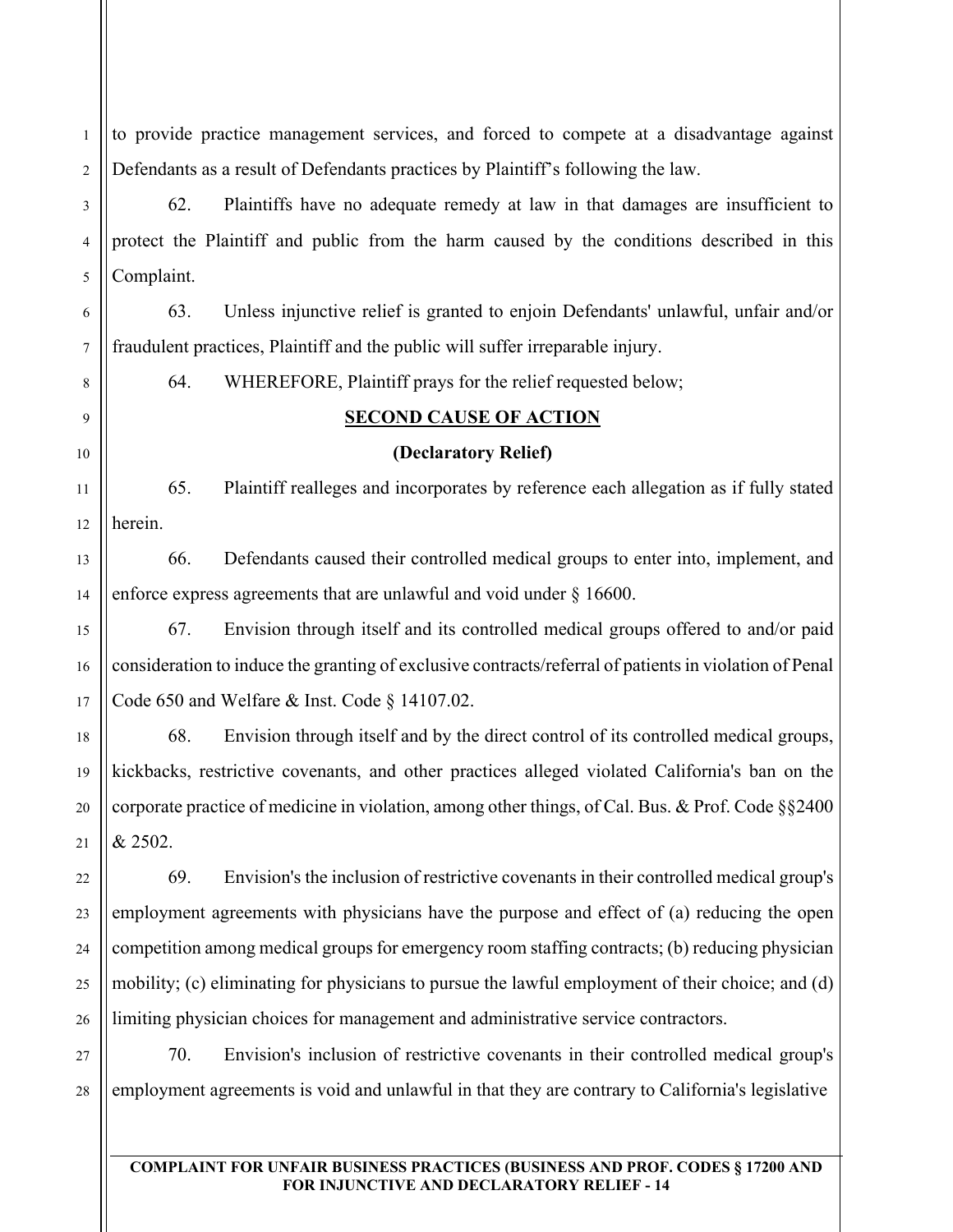to provide practice management services, and forced to compete at a disadvantage against Defendants as a result of Defendants practices by Plaintiff's following the law.

62. Plaintiffs have no adequate remedy at law in that damages are insufficient to protect the Plaintiff and public from the harm caused by the conditions described in this Complaint.

63. Unless injunctive relief is granted to enjoin Defendants' unlawful, unfair and/or fraudulent practices, Plaintiff and the public will suffer irreparable injury.

64. WHEREFORE, Plaintiff prays for the relief requested below;

**SECOND CAUSE OF ACTION**

**(Declaratory Relief)**

65. Plaintiff realleges and incorporates by reference each allegation as if fully stated herein.

66. Defendants caused their controlled medical groups to enter into, implement, and enforce express agreements that are unlawful and void under § 16600.

67. Envision through itself and its controlled medical groups offered to and/or paid consideration to induce the granting of exclusive contracts/referral of patients in violation of Penal Code 650 and Welfare & Inst. Code § 14107.02.

68. Envision through itself and by the direct control of its controlled medical groups, kickbacks, restrictive covenants, and other practices alleged violated California's ban on the corporate practice of medicine in violation, among other things, of Cal. Bus. & Prof. Code §§2400 & 2502.

69. Envision's the inclusion of restrictive covenants in their controlled medical group's employment agreements with physicians have the purpose and effect of (a) reducing the open competition among medical groups for emergency room staffing contracts; (b) reducing physician mobility; (c) eliminating for physicians to pursue the lawful employment of their choice; and (d) limiting physician choices for management and administrative service contractors.

70. Envision's inclusion of restrictive covenants in their controlled medical group's employment agreements is void and unlawful in that they are contrary to California's legislative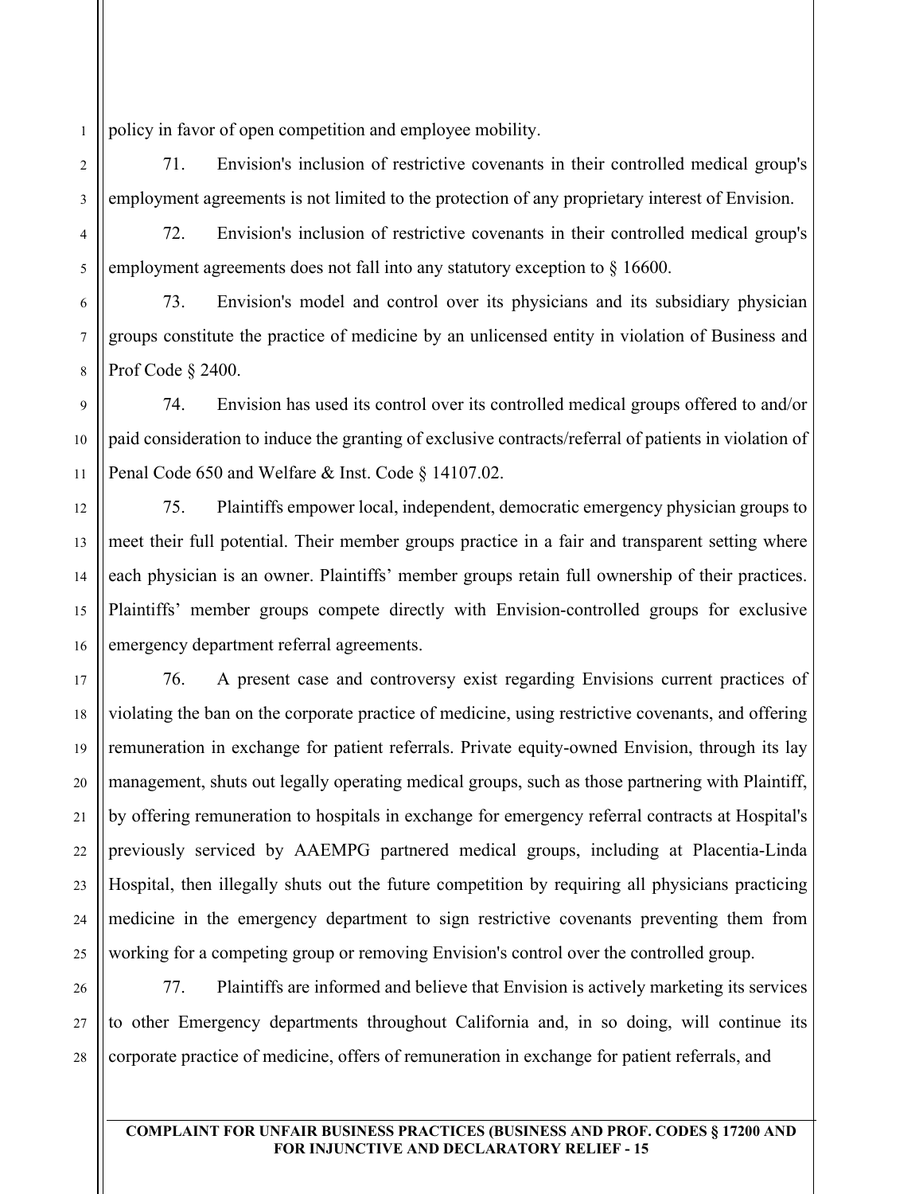policy in favor of open competition and employee mobility.

71. Envision's inclusion of restrictive covenants in their controlled medical group's employment agreements is not limited to the protection of any proprietary interest of Envision.

72. Envision's inclusion of restrictive covenants in their controlled medical group's employment agreements does not fall into any statutory exception to § 16600.

73. Envision's model and control over its physicians and its subsidiary physician groups constitute the practice of medicine by an unlicensed entity in violation of Business and Prof Code § 2400.

74. Envision has used its control over its controlled medical groups offered to and/or paid consideration to induce the granting of exclusive contracts/referral of patients in violation of Penal Code 650 and Welfare & Inst. Code § 14107.02.

75. Plaintiffs empower local, independent, democratic emergency physician groups to meet their full potential. Their member groups practice in a fair and transparent setting where each physician is an owner. Plaintiffs' member groups retain full ownership of their practices. Plaintiffs' member groups compete directly with Envision-controlled groups for exclusive emergency department referral agreements.

76. A present case and controversy exist regarding Envisions current practices of violating the ban on the corporate practice of medicine, using restrictive covenants, and offering remuneration in exchange for patient referrals. Private equity-owned Envision, through its lay management, shuts out legally operating medical groups, such as those partnering with Plaintiff, by offering remuneration to hospitals in exchange for emergency referral contracts at Hospital's previously serviced by AAEMPG partnered medical groups, including at Placentia-Linda Hospital, then illegally shuts out the future competition by requiring all physicians practicing medicine in the emergency department to sign restrictive covenants preventing them from working for a competing group or removing Envision's control over the controlled group.

77. Plaintiffs are informed and believe that Envision is actively marketing its services to other Emergency departments throughout California and, in so doing, will continue its corporate practice of medicine, offers of remuneration in exchange for patient referrals, and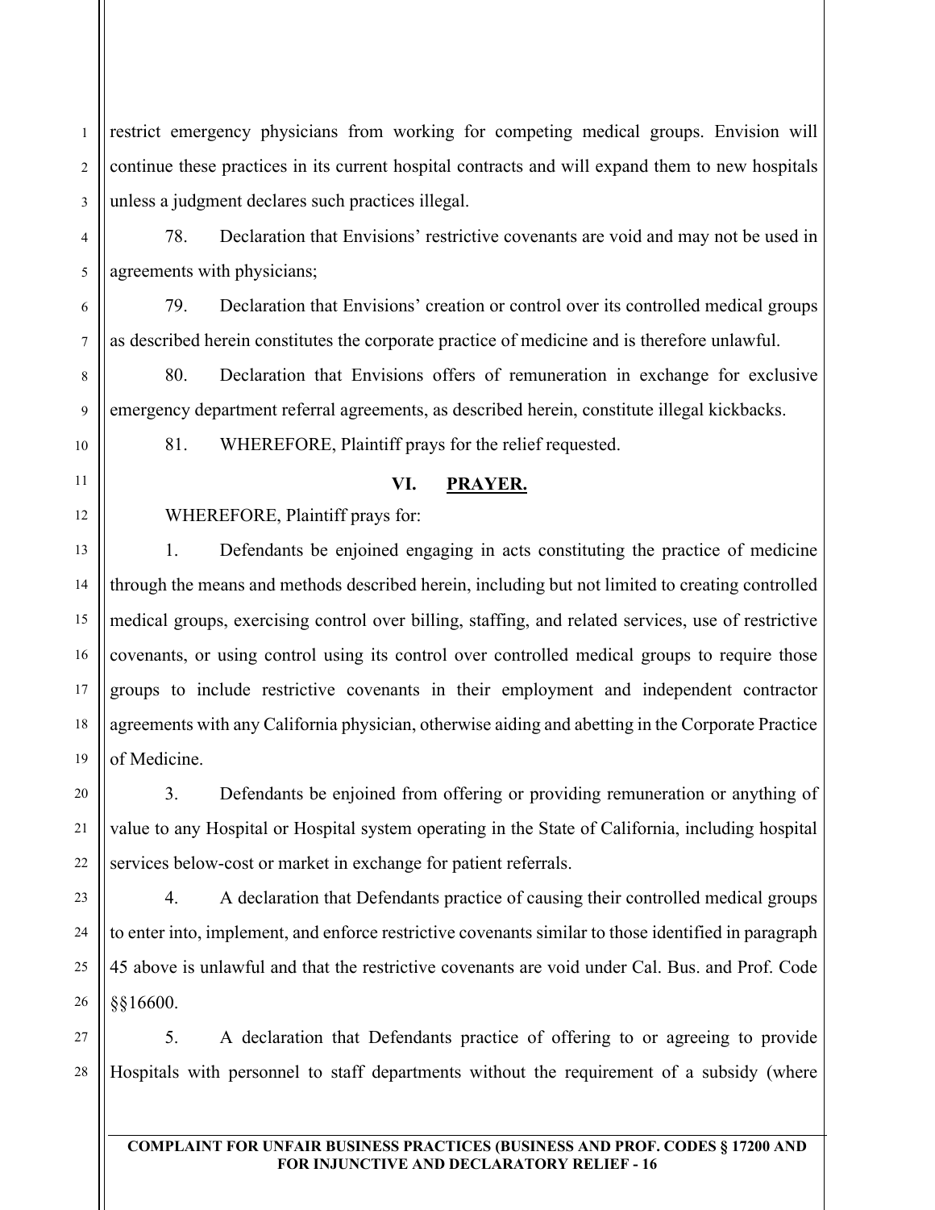restrict emergency physicians from working for competing medical groups. Envision will continue these practices in its current hospital contracts and will expand them to new hospitals unless a judgment declares such practices illegal.

78. Declaration that Envisions' restrictive covenants are void and may not be used in agreements with physicians;

79. Declaration that Envisions' creation or control over its controlled medical groups as described herein constitutes the corporate practice of medicine and is therefore unlawful.

80. Declaration that Envisions offers of remuneration in exchange for exclusive emergency department referral agreements, as described herein, constitute illegal kickbacks.

81. WHEREFORE, Plaintiff prays for the relief requested.

## VI. PRAYER.

WHEREFORE, Plaintiff prays for:

1. Defendants be enjoined engaging in acts constituting the practice of medicine through the means and methods described herein, including but not limited to creating controlled medical groups, exercising control over billing, staffing, and related services, use of restrictive covenants, or using control using its control over controlled medical groups to require those groups to include restrictive covenants in their employment and independent contractor agreements with any California physician, otherwise aiding and abetting in the Corporate Practice of Medicine.

3. Defendants be enjoined from offering or providing remuneration or anything of value to any Hospital or Hospital system operating in the State of California, including hospital services below-cost or market in exchange for patient referrals.

4. A declaration that Defendants practice of causing their controlled medical groups to enter into, implement, and enforce restrictive covenants similar to those identified in paragraph 45 above is unlawful and that the restrictive covenants are void under Cal. Bus. and Prof. Code §§16600.

5. A declaration that Defendants practice of offering to or agreeing to provide Hospitals with personnel to staff departments without the requirement of a subsidy (where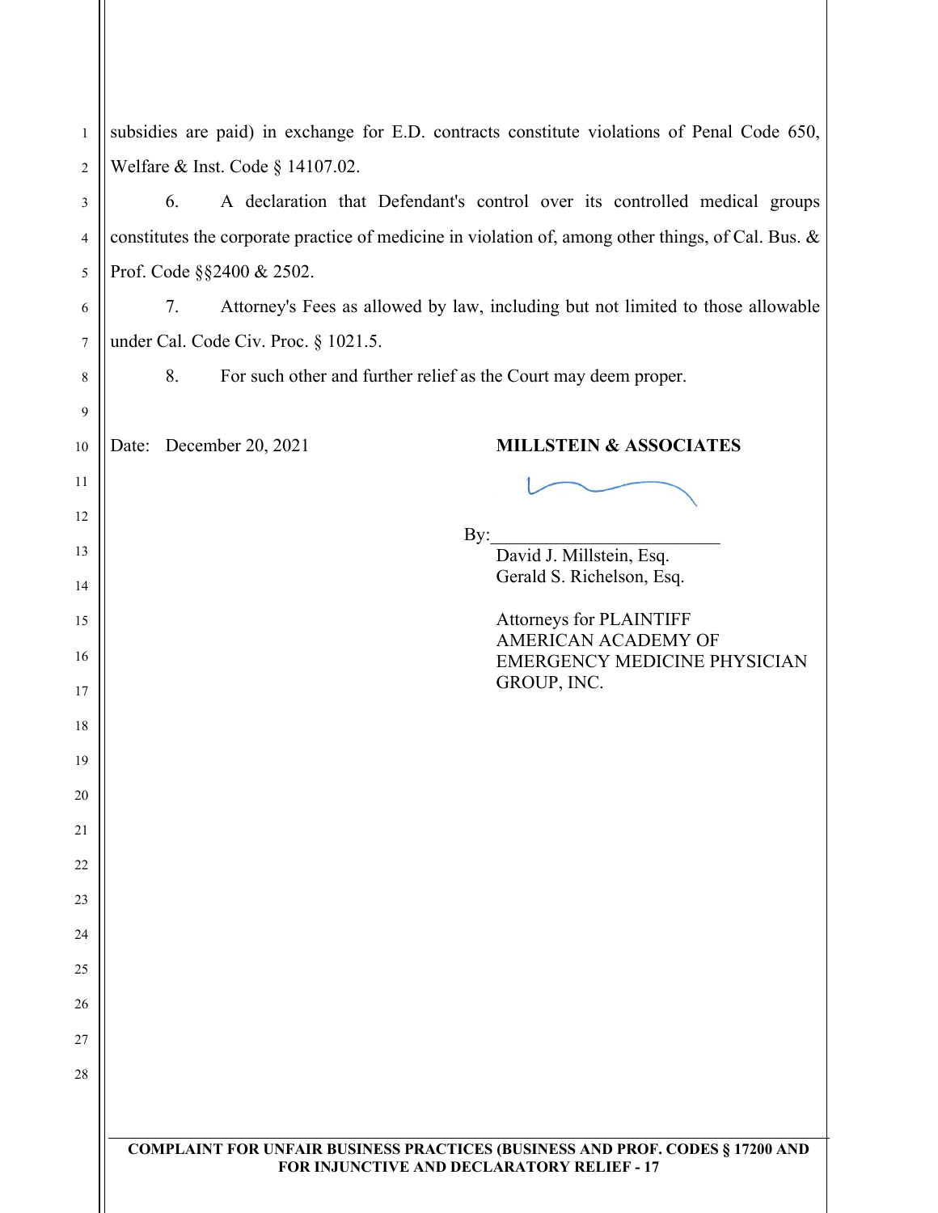subsidies are paid) in exchange for E.D. contracts constitute violations of Penal Code 650, Welfare & Inst. Code § 14107.02.

6. A declaration that Defendant's control over its controlled medical groups constitutes the corporate practice of medicine in violation of, among other things, of Cal. Bus. & Prof. Code §§2400 & 2502.

7. Attorney's Fees as allowed by law, including but not limited to those allowable under Cal. Code Civ. Proc. § 1021.5.

8. For such other and further relief as the Court may deem proper.

Date: December 20, 2021

**MILLSTEIN & ASSOCIATES**

By:________________________

David J. Millstein, Esq.
Gerald S. Richelson, Esq.

Attorneys for PLAINTIFF
AMERICAN ACADEMY OF EMERGENCY MEDICINE PHYSICIAN GROUP, INC.